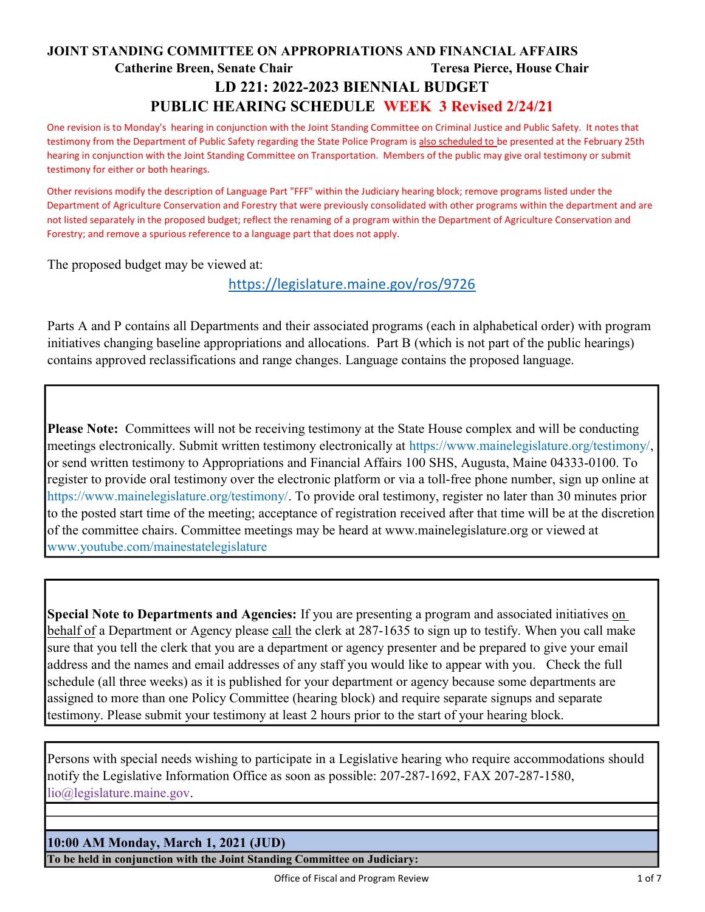# JOINT STANDING COMMITTEE ON APPROPRIATIONS AND FINANCIAL AFFAIRS

**Catherine Breen, Senate Chair** — **Teresa Pierce, House Chair**

## LD 221: 2022-2023 BIENNIAL BUDGET

## PUBLIC HEARING SCHEDULE WEEK 3 Revised 2/24/21

One revision is to Monday's hearing in conjunction with the Joint Standing Committee on Criminal Justice and Public Safety. It notes that testimony from the Department of Public Safety regarding the State Police Program is also scheduled to be presented at the February 25th hearing in conjunction with the Joint Standing Committee on Transportation. Members of the public may give oral testimony or submit testimony for either or both hearings.

Other revisions modify the description of Language Part "FFF" within the Judiciary hearing block; remove programs listed under the Department of Agriculture Conservation and Forestry that were previously consolidated with other programs within the department and are not listed separately in the proposed budget; reflect the renaming of a program within the Department of Agriculture Conservation and Forestry; and remove a spurious reference to a language part that does not apply.

The proposed budget may be viewed at:

https://legislature.maine.gov/ros/9726

Parts A and P contains all Departments and their associated programs (each in alphabetical order) with program initiatives changing baseline appropriations and allocations. Part B (which is not part of the public hearings) contains approved reclassifications and range changes. Language contains the proposed language.

**Please Note:** Committees will not be receiving testimony at the State House complex and will be conducting meetings electronically. Submit written testimony electronically at https://www.mainelegislature.org/testimony/, or send written testimony to Appropriations and Financial Affairs 100 SHS, Augusta, Maine 04333-0100. To register to provide oral testimony over the electronic platform or via a toll-free phone number, sign up online at https://www.mainelegislature.org/testimony/. To provide oral testimony, register no later than 30 minutes prior to the posted start time of the meeting; acceptance of registration received after that time will be at the discretion of the committee chairs. Committee meetings may be heard at www.mainelegislature.org or viewed at www.youtube.com/mainestatelegislature

**Special Note to Departments and Agencies:** If you are presenting a program and associated initiatives on behalf of a Department or Agency please call the clerk at 287-1635 to sign up to testify. When you call make sure that you tell the clerk that you are a department or agency presenter and be prepared to give your email address and the names and email addresses of any staff you would like to appear with you. Check the full schedule (all three weeks) as it is published for your department or agency because some departments are assigned to more than one Policy Committee (hearing block) and require separate signups and separate testimony. Please submit your testimony at least 2 hours prior to the start of your hearing block.

Persons with special needs wishing to participate in a Legislative hearing who require accommodations should notify the Legislative Information Office as soon as possible: 207-287-1692, FAX 207-287-1580, lio@legislature.maine.gov.

### 10:00 AM Monday, March 1, 2021 (JUD)

**To be held in conjunction with the Joint Standing Committee on Judiciary:**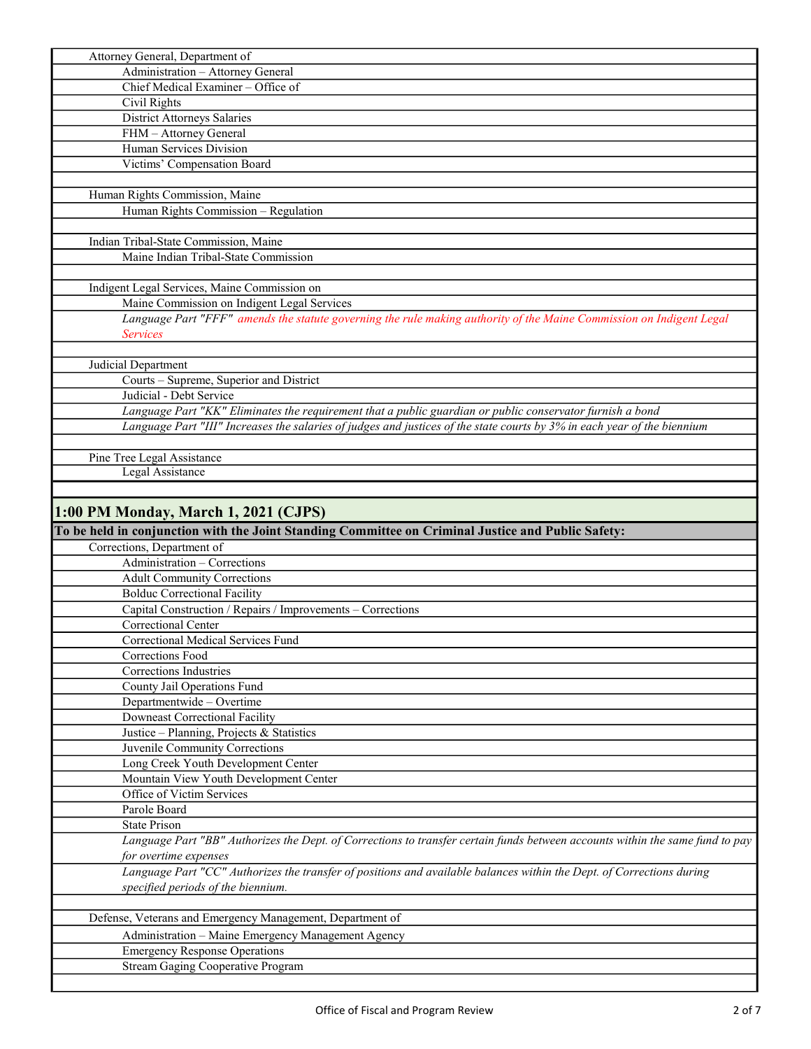- Attorney General, Department of
  - Administration – Attorney General
  - Chief Medical Examiner – Office of
  - Civil Rights
  - District Attorneys Salaries
  - FHM – Attorney General
  - Human Services Division
  - Victims' Compensation Board

- Human Rights Commission, Maine
  - Human Rights Commission – Regulation

- Indian Tribal-State Commission, Maine
  - Maine Indian Tribal-State Commission

- Indigent Legal Services, Maine Commission on
  - Maine Commission on Indigent Legal Services
  - *Language Part "FFF" amends the statute governing the rule making authority of the Maine Commission on Indigent Legal Services*

- Judicial Department
  - Courts – Supreme, Superior and District
  - Judicial - Debt Service
  - *Language Part "KK" Eliminates the requirement that a public guardian or public conservator furnish a bond*
  - *Language Part "III" Increases the salaries of judges and justices of the state courts by 3% in each year of the biennium*

- Pine Tree Legal Assistance
  - Legal Assistance

## 1:00 PM Monday, March 1, 2021 (CJPS)

**To be held in conjunction with the Joint Standing Committee on Criminal Justice and Public Safety:**

- Corrections, Department of
  - Administration – Corrections
  - Adult Community Corrections
  - Bolduc Correctional Facility
  - Capital Construction / Repairs / Improvements – Corrections
  - Correctional Center
  - Correctional Medical Services Fund
  - Corrections Food
  - Corrections Industries
  - County Jail Operations Fund
  - Departmentwide – Overtime
  - Downeast Correctional Facility
  - Justice – Planning, Projects & Statistics
  - Juvenile Community Corrections
  - Long Creek Youth Development Center
  - Mountain View Youth Development Center
  - Office of Victim Services
  - Parole Board
  - State Prison
  - *Language Part "BB" Authorizes the Dept. of Corrections to transfer certain funds between accounts within the same fund to pay for overtime expenses*
  - *Language Part "CC" Authorizes the transfer of positions and available balances within the Dept. of Corrections during specified periods of the biennium.*

- Defense, Veterans and Emergency Management, Department of
  - Administration – Maine Emergency Management Agency
  - Emergency Response Operations
  - Stream Gaging Cooperative Program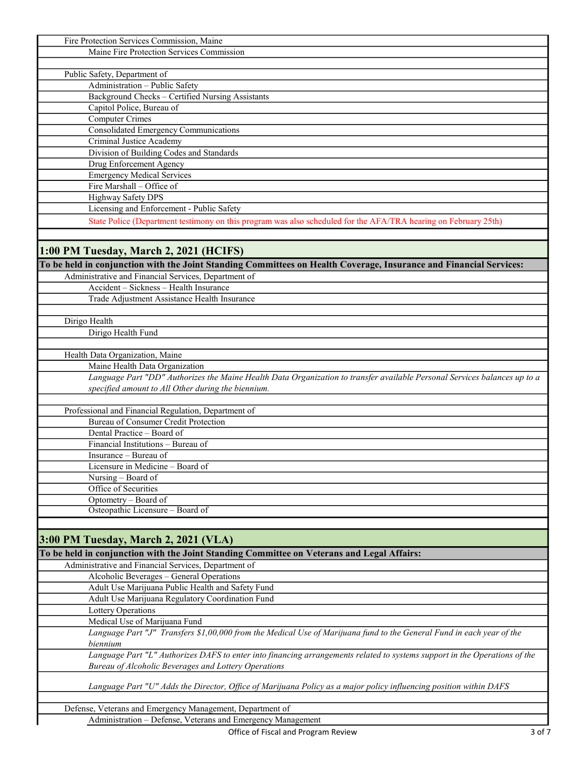Fire Protection Services Commission, Maine

- Maine Fire Protection Services Commission

Public Safety, Department of

- Administration – Public Safety
- Background Checks – Certified Nursing Assistants
- Capitol Police, Bureau of
- Computer Crimes
- Consolidated Emergency Communications
- Criminal Justice Academy
- Division of Building Codes and Standards
- Drug Enforcement Agency
- Emergency Medical Services
- Fire Marshall – Office of
- Highway Safety DPS
- Licensing and Enforcement - Public Safety
- State Police (Department testimony on this program was also scheduled for the AFA/TRA hearing on February 25th)

## 1:00 PM Tuesday, March 2, 2021 (HCIFS)

**To be held in conjunction with the Joint Standing Committees on Health Coverage, Insurance and Financial Services:**

Administrative and Financial Services, Department of

- Accident – Sickness – Health Insurance
- Trade Adjustment Assistance Health Insurance

Dirigo Health

- Dirigo Health Fund

Health Data Organization, Maine

- Maine Health Data Organization
- *Language Part "DD" Authorizes the Maine Health Data Organization to transfer available Personal Services balances up to a specified amount to All Other during the biennium.*

Professional and Financial Regulation, Department of

- Bureau of Consumer Credit Protection
- Dental Practice – Board of
- Financial Institutions – Bureau of
- Insurance – Bureau of
- Licensure in Medicine – Board of
- Nursing – Board of
- Office of Securities
- Optometry – Board of
- Osteopathic Licensure – Board of

## 3:00 PM Tuesday, March 2, 2021 (VLA)

**To be held in conjunction with the Joint Standing Committee on Veterans and Legal Affairs:**

Administrative and Financial Services, Department of

- Alcoholic Beverages – General Operations
- Adult Use Marijuana Public Health and Safety Fund
- Adult Use Marijuana Regulatory Coordination Fund
- Lottery Operations
- Medical Use of Marijuana Fund
- *Language Part "J" Transfers $1,00,000 from the Medical Use of Marijuana fund to the General Fund in each year of the biennium*
- *Language Part "L" Authorizes DAFS to enter into financing arrangements related to systems support in the Operations of the Bureau of Alcoholic Beverages and Lottery Operations*
- *Language Part "U" Adds the Director, Office of Marijuana Policy as a major policy influencing position within DAFS*

Defense, Veterans and Emergency Management, Department of

- Administration – Defense, Veterans and Emergency Management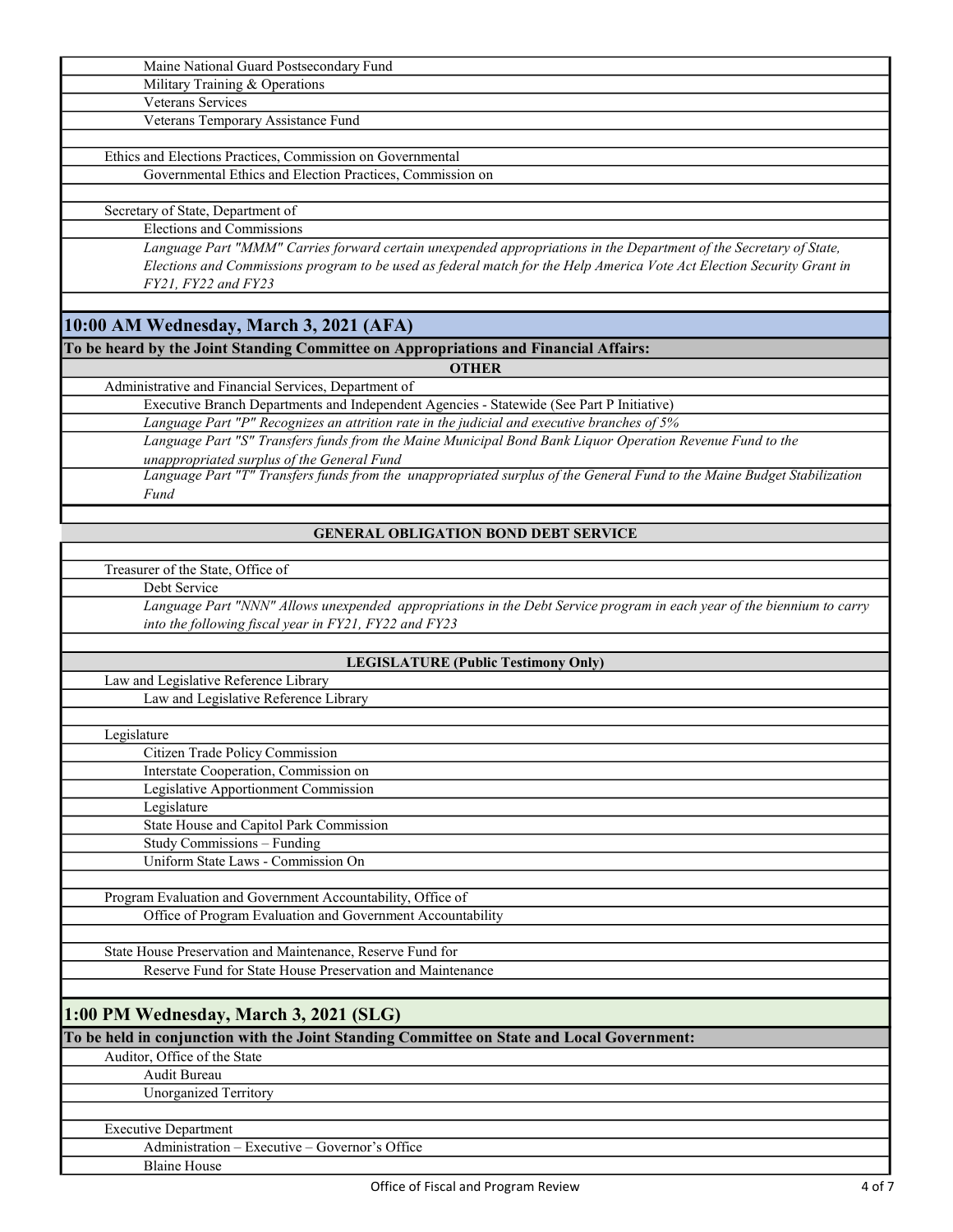Maine National Guard Postsecondary Fund
Military Training & Operations
Veterans Services
Veterans Temporary Assistance Fund

Ethics and Elections Practices, Commission on Governmental
Governmental Ethics and Election Practices, Commission on

Secretary of State, Department of
Elections and Commissions
*Language Part "MMM" Carries forward certain unexpended appropriations in the Department of the Secretary of State, Elections and Commissions program to be used as federal match for the Help America Vote Act Election Security Grant in FY21, FY22 and FY23*

## 10:00 AM Wednesday, March 3, 2021 (AFA)

**To be heard by the Joint Standing Committee on Appropriations and Financial Affairs:**

**OTHER**

Administrative and Financial Services, Department of
Executive Branch Departments and Independent Agencies - Statewide (See Part P Initiative)
*Language Part "P" Recognizes an attrition rate in the judicial and executive branches of 5%*
*Language Part "S" Transfers funds from the Maine Municipal Bond Bank Liquor Operation Revenue Fund to the unappropriated surplus of the General Fund*
*Language Part "T" Transfers funds from the unappropriated surplus of the General Fund to the Maine Budget Stabilization Fund*

**GENERAL OBLIGATION BOND DEBT SERVICE**

Treasurer of the State, Office of
Debt Service
*Language Part "NNN" Allows unexpended appropriations in the Debt Service program in each year of the biennium to carry into the following fiscal year in FY21, FY22 and FY23*

**LEGISLATURE (Public Testimony Only)**

Law and Legislative Reference Library
Law and Legislative Reference Library

Legislature
Citizen Trade Policy Commission
Interstate Cooperation, Commission on
Legislative Apportionment Commission
Legislature
State House and Capitol Park Commission
Study Commissions – Funding
Uniform State Laws - Commission On

Program Evaluation and Government Accountability, Office of
Office of Program Evaluation and Government Accountability

State House Preservation and Maintenance, Reserve Fund for
Reserve Fund for State House Preservation and Maintenance

## 1:00 PM Wednesday, March 3, 2021 (SLG)

**To be held in conjunction with the Joint Standing Committee on State and Local Government:**

Auditor, Office of the State
Audit Bureau
Unorganized Territory

Executive Department
Administration – Executive – Governor's Office
Blaine House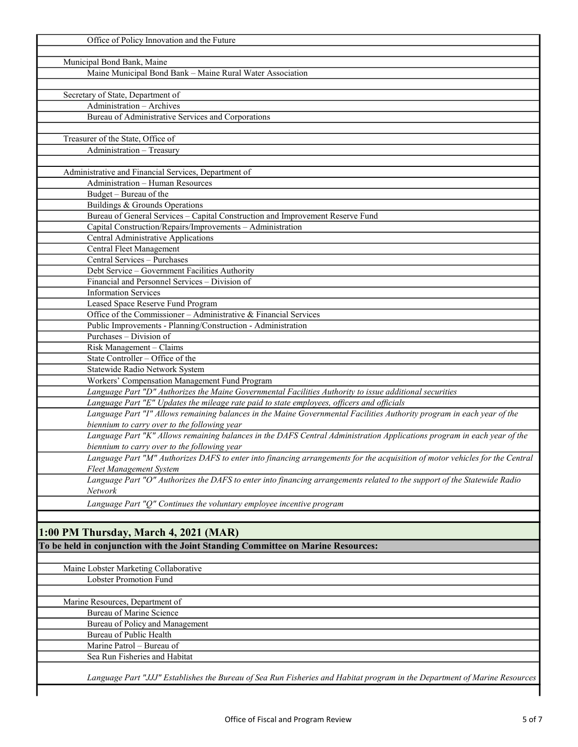Office of Policy Innovation and the Future

Municipal Bond Bank, Maine

- Maine Municipal Bond Bank – Maine Rural Water Association

Secretary of State, Department of

- Administration – Archives
- Bureau of Administrative Services and Corporations

Treasurer of the State, Office of

- Administration – Treasury

Administrative and Financial Services, Department of

- Administration – Human Resources
- Budget – Bureau of the
- Buildings & Grounds Operations
- Bureau of General Services – Capital Construction and Improvement Reserve Fund
- Capital Construction/Repairs/Improvements – Administration
- Central Administrative Applications
- Central Fleet Management
- Central Services – Purchases
- Debt Service – Government Facilities Authority
- Financial and Personnel Services – Division of
- Information Services
- Leased Space Reserve Fund Program
- Office of the Commissioner – Administrative & Financial Services
- Public Improvements - Planning/Construction - Administration
- Purchases – Division of
- Risk Management – Claims
- State Controller – Office of the
- Statewide Radio Network System
- Workers' Compensation Management Fund Program
- *Language Part "D" Authorizes the Maine Governmental Facilities Authority to issue additional securities*
- *Language Part "E" Updates the mileage rate paid to state employees, officers and officials*
- *Language Part "I" Allows remaining balances in the Maine Governmental Facilities Authority program in each year of the biennium to carry over to the following year*
- *Language Part "K" Allows remaining balances in the DAFS Central Administration Applications program in each year of the biennium to carry over to the following year*
- *Language Part "M" Authorizes DAFS to enter into financing arrangements for the acquisition of motor vehicles for the Central Fleet Management System*
- *Language Part "O" Authorizes the DAFS to enter into financing arrangements related to the support of the Statewide Radio Network*
- *Language Part "Q" Continues the voluntary employee incentive program*

## 1:00 PM Thursday, March 4, 2021 (MAR)

**To be held in conjunction with the Joint Standing Committee on Marine Resources:**

Maine Lobster Marketing Collaborative

- Lobster Promotion Fund

Marine Resources, Department of

- Bureau of Marine Science
- Bureau of Policy and Management
- Bureau of Public Health
- Marine Patrol – Bureau of
- Sea Run Fisheries and Habitat
- *Language Part "JJJ" Establishes the Bureau of Sea Run Fisheries and Habitat program in the Department of Marine Resources*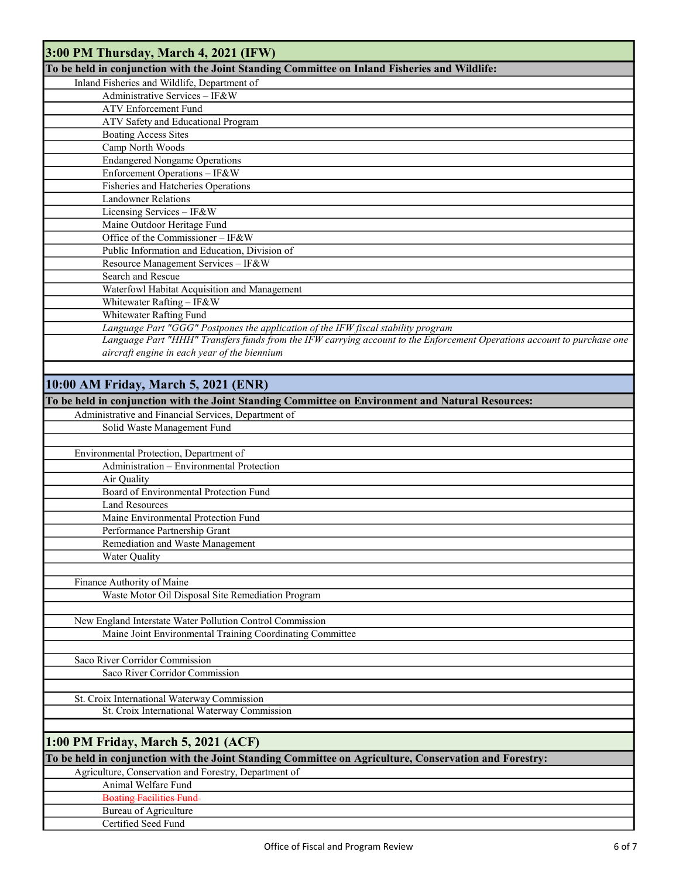## 3:00 PM Thursday, March 4, 2021 (IFW)

**To be held in conjunction with the Joint Standing Committee on Inland Fisheries and Wildlife:**

Inland Fisheries and Wildlife, Department of

- Administrative Services – IF&W
- ATV Enforcement Fund
- ATV Safety and Educational Program
- Boating Access Sites
- Camp North Woods
- Endangered Nongame Operations
- Enforcement Operations – IF&W
- Fisheries and Hatcheries Operations
- Landowner Relations
- Licensing Services – IF&W
- Maine Outdoor Heritage Fund
- Office of the Commissioner – IF&W
- Public Information and Education, Division of
- Resource Management Services – IF&W
- Search and Rescue
- Waterfowl Habitat Acquisition and Management
- Whitewater Rafting – IF&W
- Whitewater Rafting Fund
- *Language Part "GGG" Postpones the application of the IFW fiscal stability program*
- *Language Part "HHH" Transfers funds from the IFW carrying account to the Enforcement Operations account to purchase one aircraft engine in each year of the biennium*

## 10:00 AM Friday, March 5, 2021 (ENR)

**To be held in conjunction with the Joint Standing Committee on Environment and Natural Resources:**

Administrative and Financial Services, Department of

- Solid Waste Management Fund

Environmental Protection, Department of

- Administration – Environmental Protection
- Air Quality
- Board of Environmental Protection Fund
- Land Resources
- Maine Environmental Protection Fund
- Performance Partnership Grant
- Remediation and Waste Management
- Water Quality

Finance Authority of Maine

- Waste Motor Oil Disposal Site Remediation Program

New England Interstate Water Pollution Control Commission

- Maine Joint Environmental Training Coordinating Committee

Saco River Corridor Commission

- Saco River Corridor Commission

St. Croix International Waterway Commission

- St. Croix International Waterway Commission

## 1:00 PM Friday, March 5, 2021 (ACF)

**To be held in conjunction with the Joint Standing Committee on Agriculture, Conservation and Forestry:**

Agriculture, Conservation and Forestry, Department of

- Animal Welfare Fund
- ~~Boating Facilities Fund~~
- Bureau of Agriculture
- Certified Seed Fund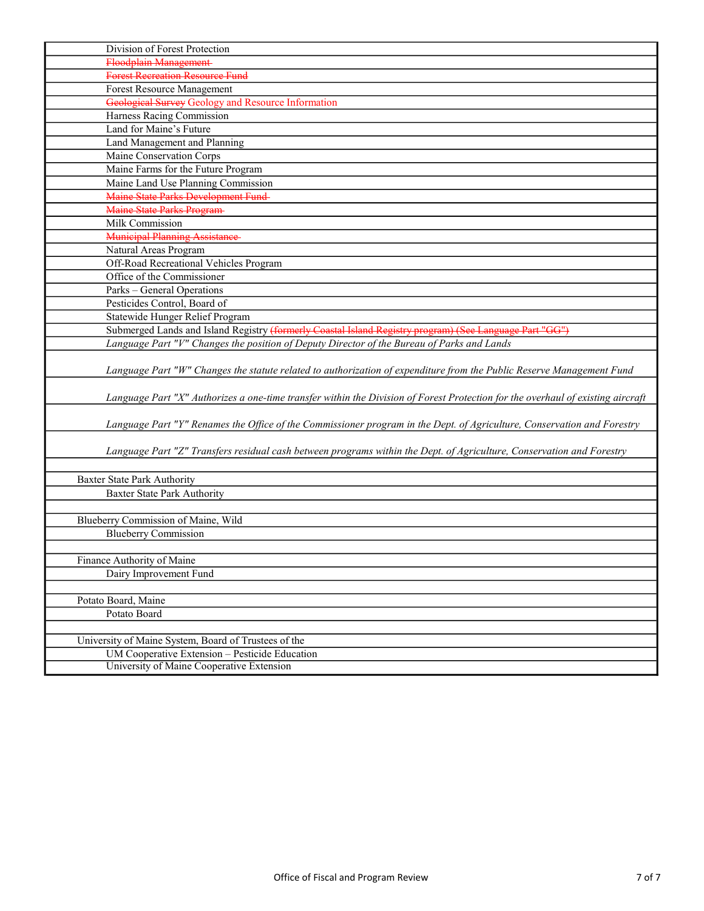| |
|---|
| Division of Forest Protection |
| ~~Floodplain Management~~ |
| ~~Forest Recreation Resource Fund~~ |
| Forest Resource Management |
| ~~Geological Survey~~ Geology and Resource Information |
| Harness Racing Commission |
| Land for Maine's Future |
| Land Management and Planning |
| Maine Conservation Corps |
| Maine Farms for the Future Program |
| Maine Land Use Planning Commission |
| ~~Maine State Parks Development Fund~~ |
| ~~Maine State Parks Program~~ |
| Milk Commission |
| ~~Municipal Planning Assistance~~ |
| Natural Areas Program |
| Off-Road Recreational Vehicles Program |
| Office of the Commissioner |
| Parks – General Operations |
| Pesticides Control, Board of |
| Statewide Hunger Relief Program |
| Submerged Lands and Island Registry ~~(formerly Coastal Island Registry program) (See Language Part "GG")~~ |
| *Language Part "V" Changes the position of Deputy Director of the Bureau of Parks and Lands* |
| *Language Part "W" Changes the statute related to authorization of expenditure from the Public Reserve Management Fund* |
| *Language Part "X" Authorizes a one-time transfer within the Division of Forest Protection for the overhaul of existing aircraft* |
| *Language Part "Y" Renames the Office of the Commissioner program in the Dept. of Agriculture, Conservation and Forestry* |
| *Language Part "Z" Transfers residual cash between programs within the Dept. of Agriculture, Conservation and Forestry* |
| |
| Baxter State Park Authority |
| Baxter State Park Authority |
| |
| Blueberry Commission of Maine, Wild |
| Blueberry Commission |
| |
| Finance Authority of Maine |
| Dairy Improvement Fund |
| |
| Potato Board, Maine |
| Potato Board |
| |
| University of Maine System, Board of Trustees of the |
| UM Cooperative Extension – Pesticide Education |
| University of Maine Cooperative Extension |